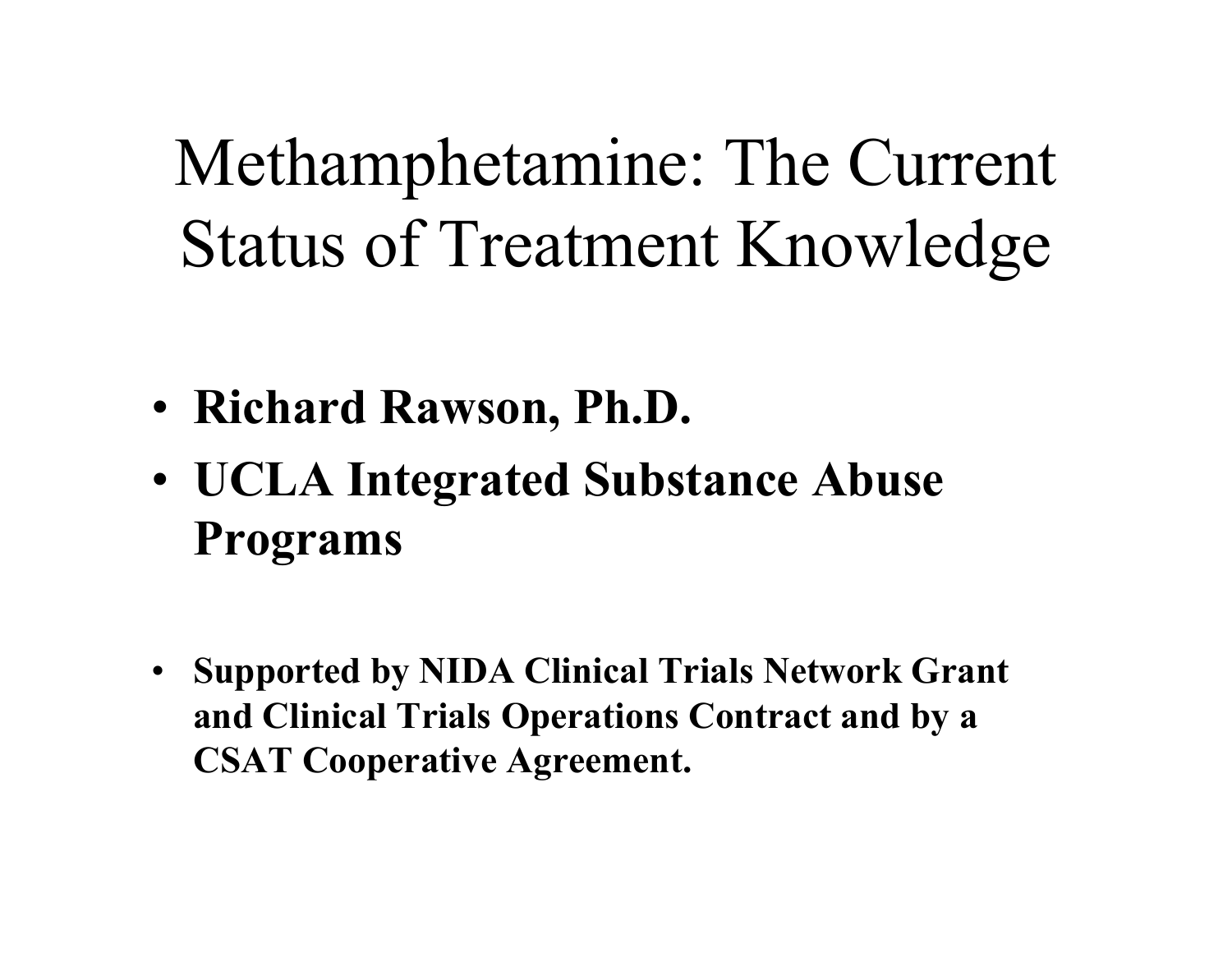# Methamphetamine: The Current Status of Treatment Knowledge

- **Richard Rawson, Ph.D.**
- **UCLA Integrated Substance Abuse Programs**

- **Supported by NIDA Clinical Trials Network Grant and Clinical Trials Operations Contract and by a CSAT Cooperative Agreement.**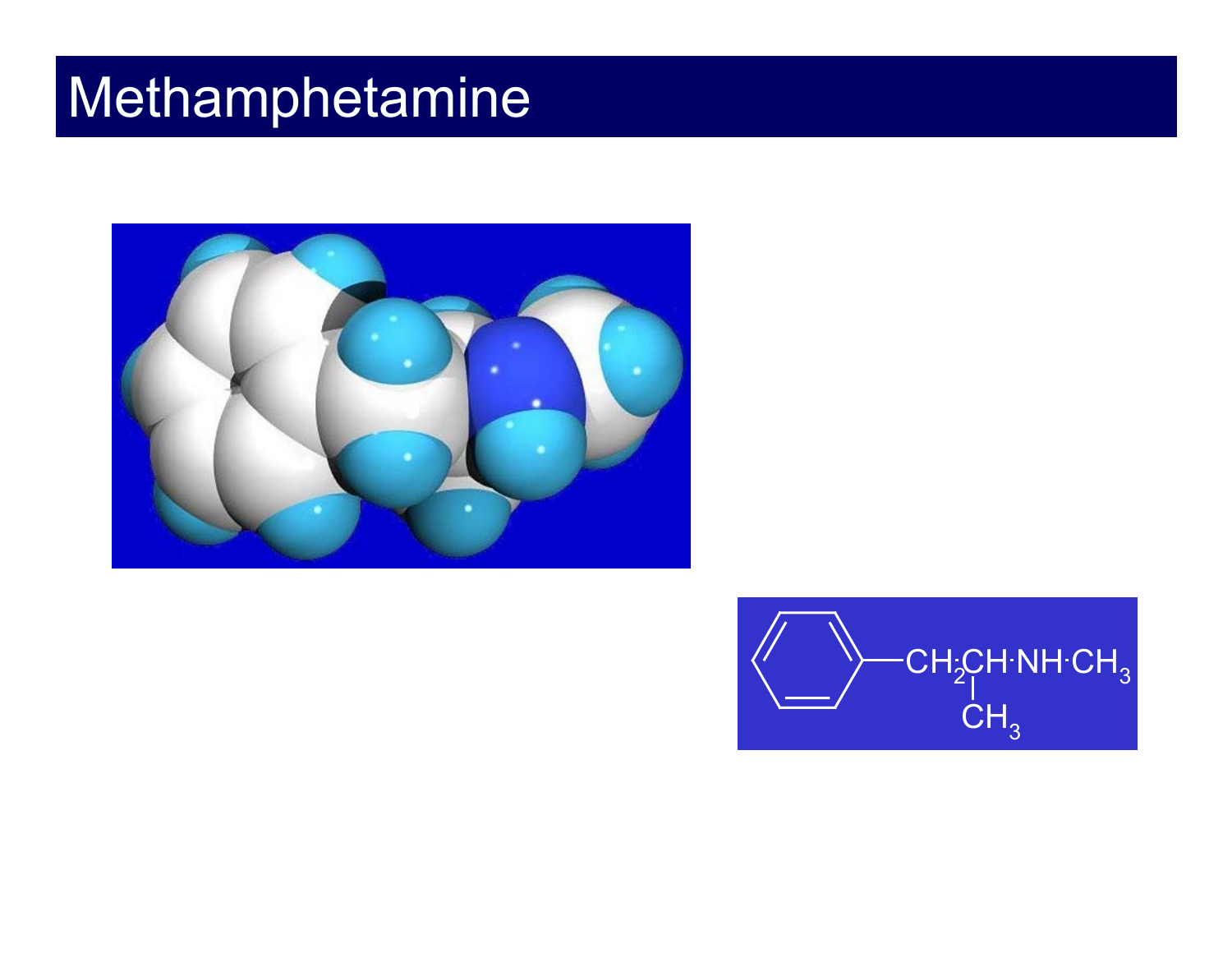# Methamphetamine

$C_6H_5-CH_2\cdot CH(CH_3)\cdot NH\cdot CH_3$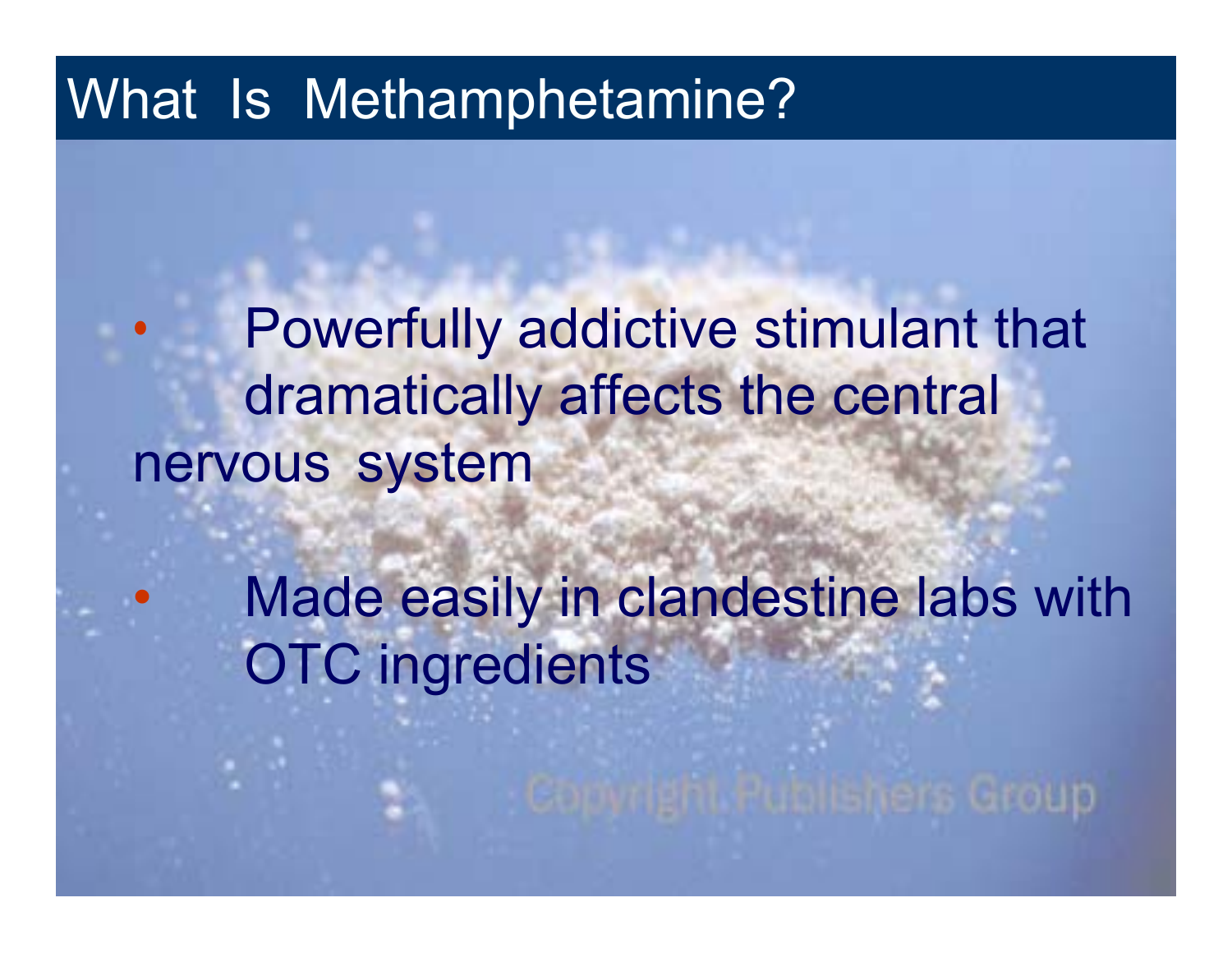# What Is Methamphetamine?

- Powerfully addictive stimulant that dramatically affects the central nervous system
- Made easily in clandestine labs with OTC ingredients

Copyright Publishers Group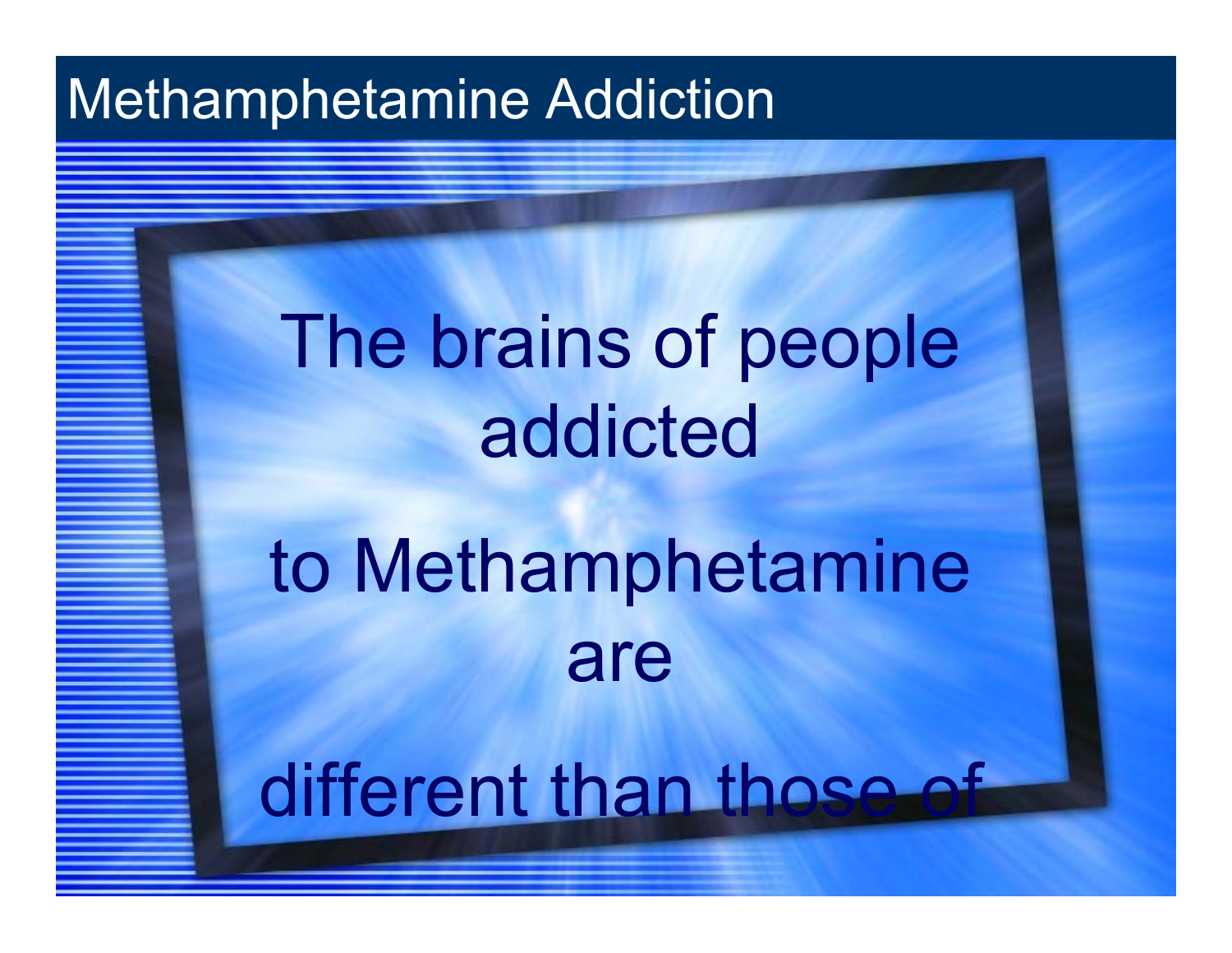# Methamphetamine Addiction

The brains of people addicted

to Methamphetamine are

different than those of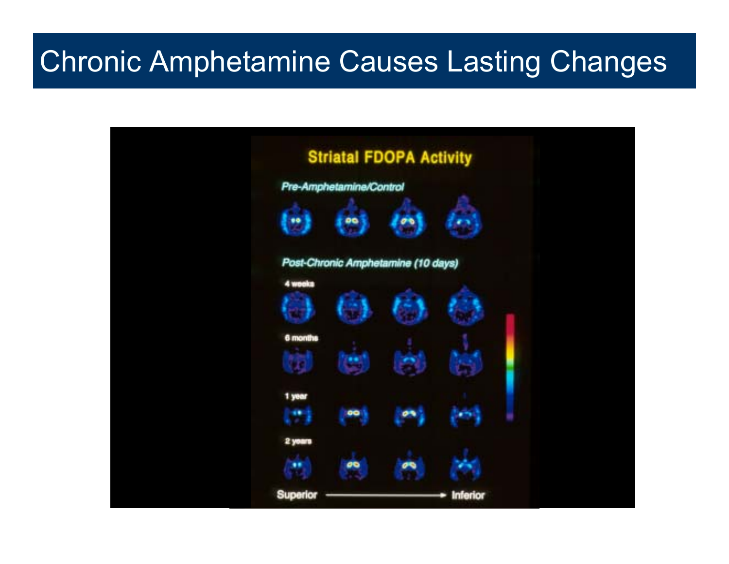# Chronic Amphetamine Causes Lasting Changes

**Striatal FDOPA Activity**

*Pre-Amphetamine/Control*

*Post-Chronic Amphetamine (10 days)*

4 weeks

6 months

1 year

2 years

Superior → Inferior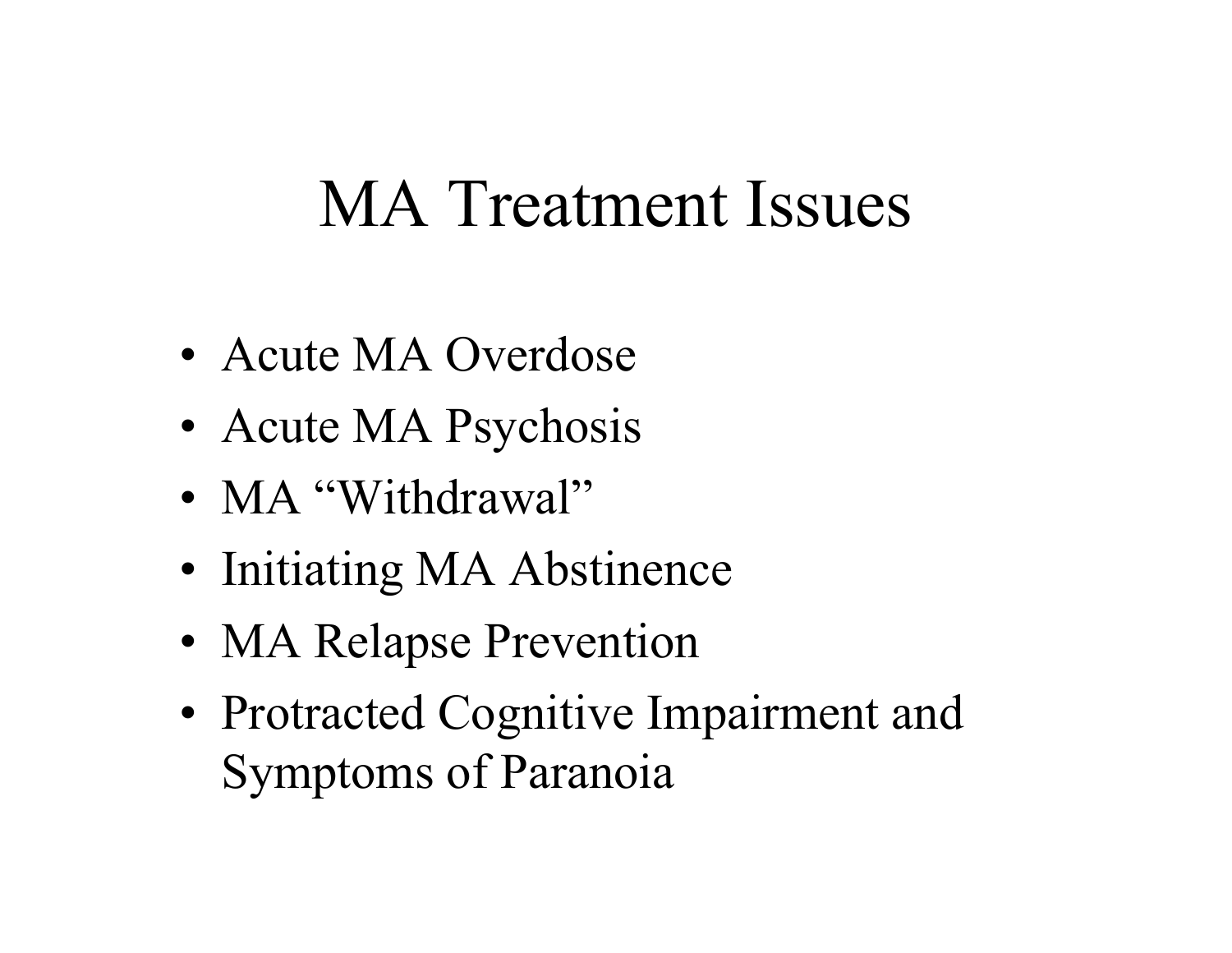# MA Treatment Issues

- Acute MA Overdose
- Acute MA Psychosis
- MA "Withdrawal"
- Initiating MA Abstinence
- MA Relapse Prevention
- Protracted Cognitive Impairment and Symptoms of Paranoia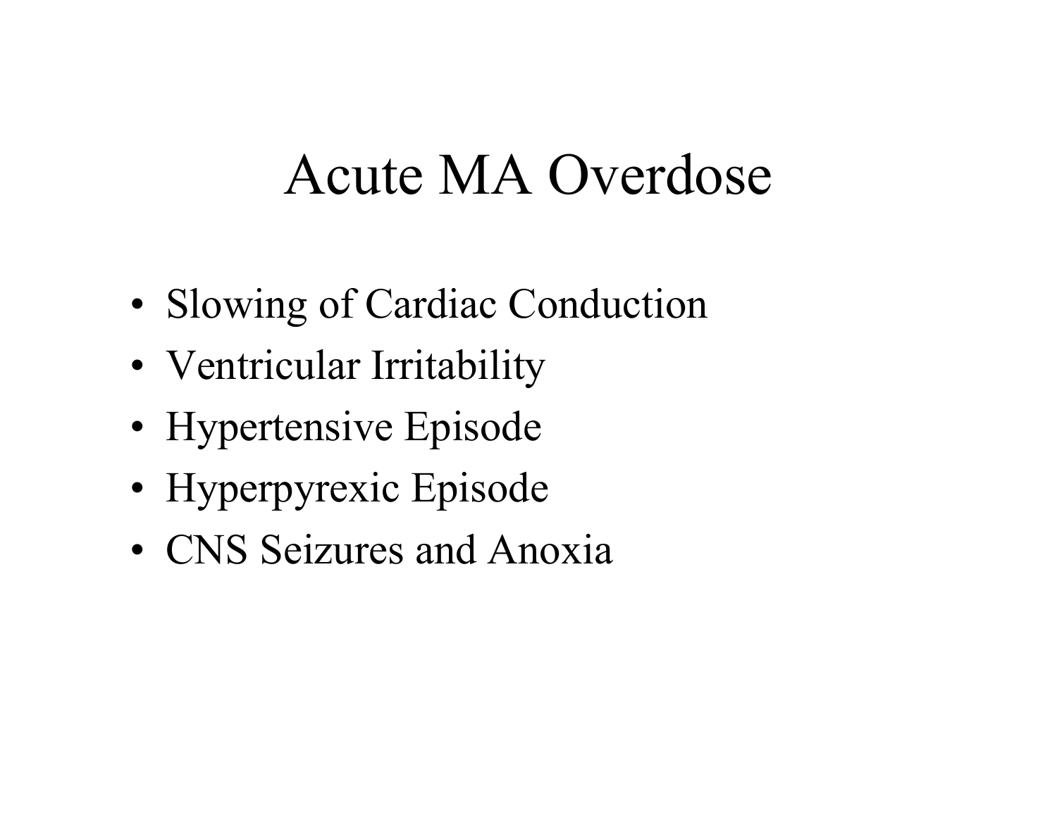# Acute MA Overdose

- Slowing of Cardiac Conduction
- Ventricular Irritability
- Hypertensive Episode
- Hyperpyrexic Episode
- CNS Seizures and Anoxia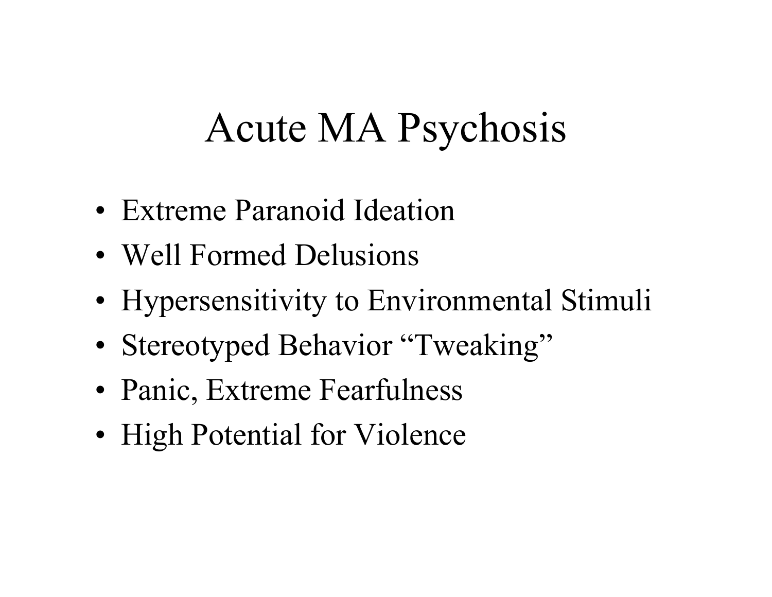# Acute MA Psychosis

- Extreme Paranoid Ideation
- Well Formed Delusions
- Hypersensitivity to Environmental Stimuli
- Stereotyped Behavior "Tweaking"
- Panic, Extreme Fearfulness
- High Potential for Violence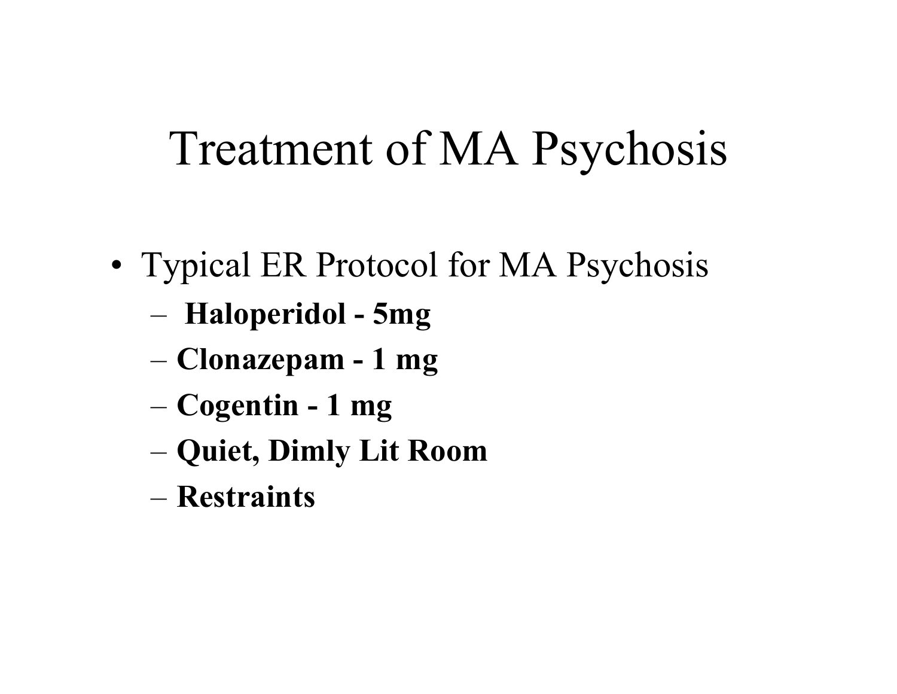# Treatment of MA Psychosis

- Typical ER Protocol for MA Psychosis
  - **Haloperidol - 5mg**
  - **Clonazepam - 1 mg**
  - **Cogentin - 1 mg**
  - **Quiet, Dimly Lit Room**
  - **Restraints**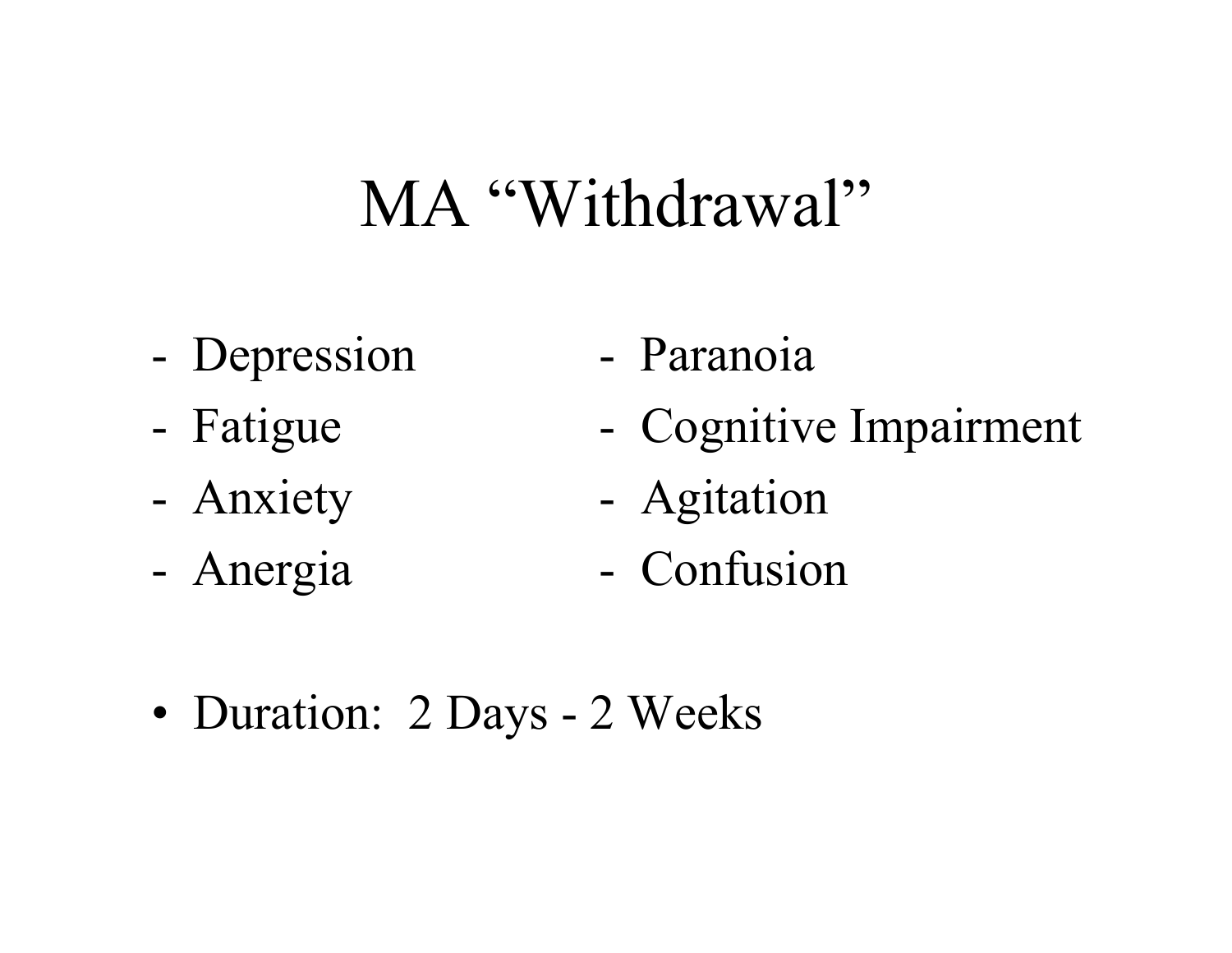# MA "Withdrawal"

- Depression
- Fatigue
- Anxiety
- Anergia
- Paranoia
- Cognitive Impairment
- Agitation
- Confusion

- Duration: 2 Days - 2 Weeks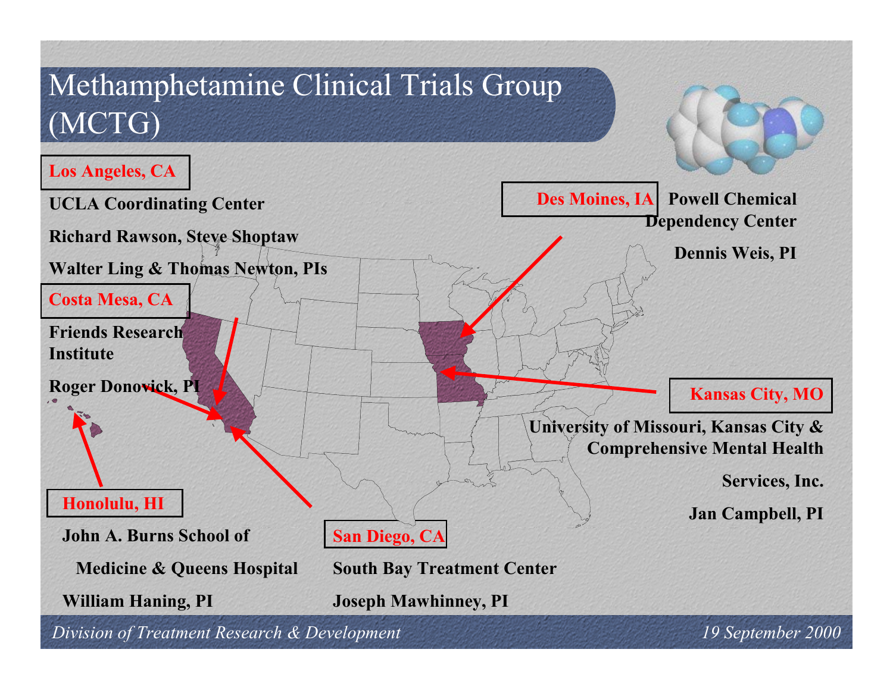# Methamphetamine Clinical Trials Group (MCTG)

**Los Angeles, CA**

**UCLA Coordinating Center**

**Richard Rawson, Steve Shoptaw**

**Walter Ling & Thomas Newton, PIs**

**Costa Mesa, CA**

**Friends Research Institute**

**Roger Donovick, PI**

**Honolulu, HI**

**John A. Burns School of Medicine & Queens Hospital**

**William Haning, PI**

**San Diego, CA**

**South Bay Treatment Center**

**Joseph Mawhinney, PI**

**Des Moines, IA**

**Powell Chemical Dependency Center**

**Dennis Weis, PI**

**Kansas City, MO**

**University of Missouri, Kansas City & Comprehensive Mental Health Services, Inc.**

**Jan Campbell, PI**

*Division of Treatment Research & Development*

*19 September 2000*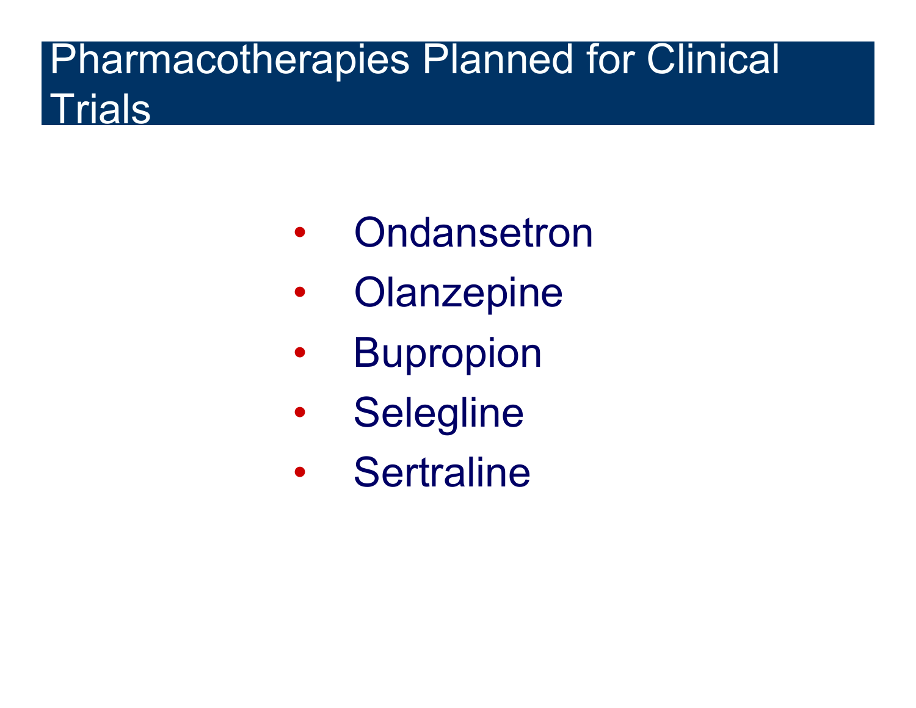# Pharmacotherapies Planned for Clinical Trials

- Ondansetron
- Olanzepine
- Bupropion
- Selegline
- Sertraline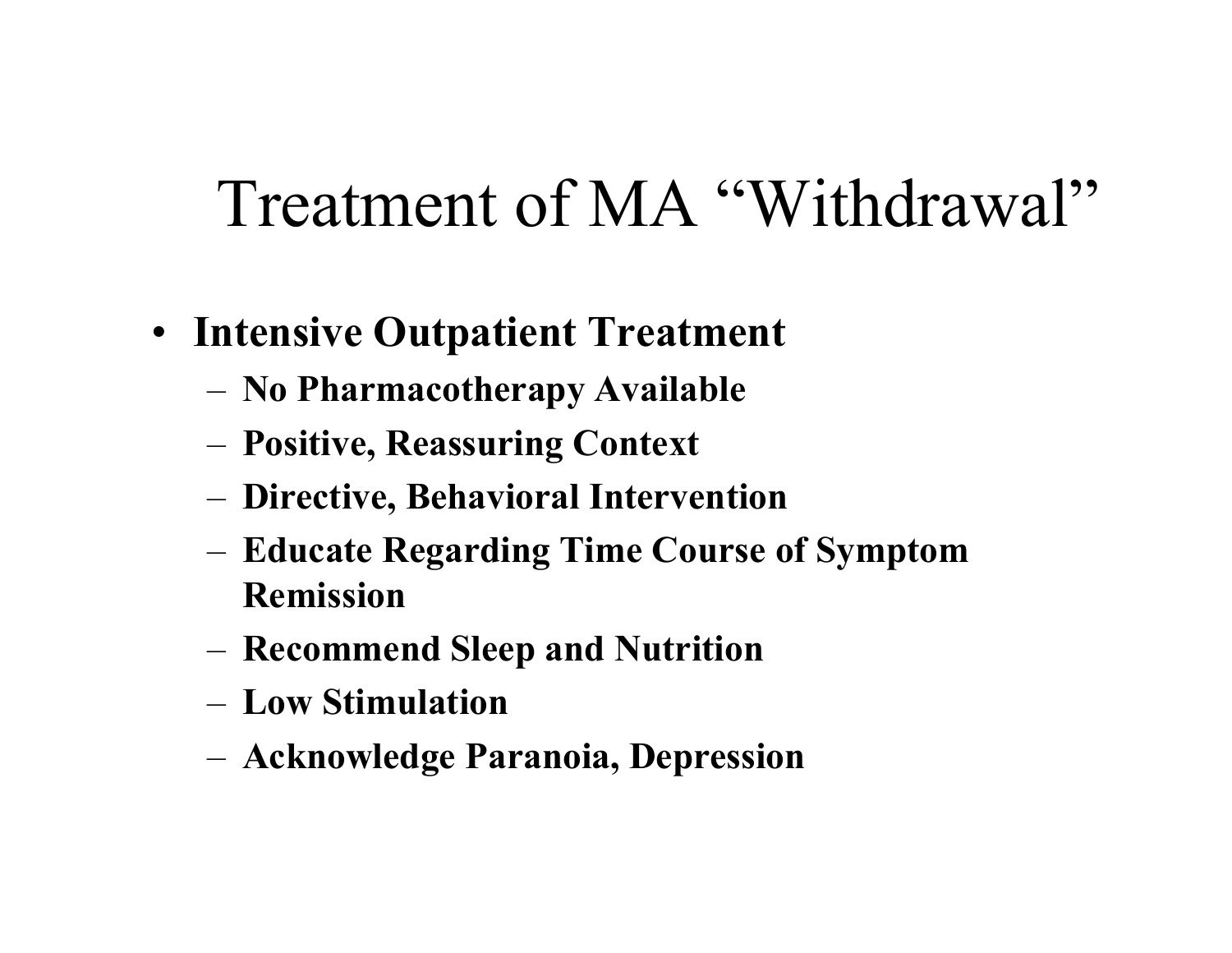# Treatment of MA "Withdrawal"

- **Intensive Outpatient Treatment**
  - **No Pharmacotherapy Available**
  - **Positive, Reassuring Context**
  - **Directive, Behavioral Intervention**
  - **Educate Regarding Time Course of Symptom Remission**
  - **Recommend Sleep and Nutrition**
  - **Low Stimulation**
  - **Acknowledge Paranoia, Depression**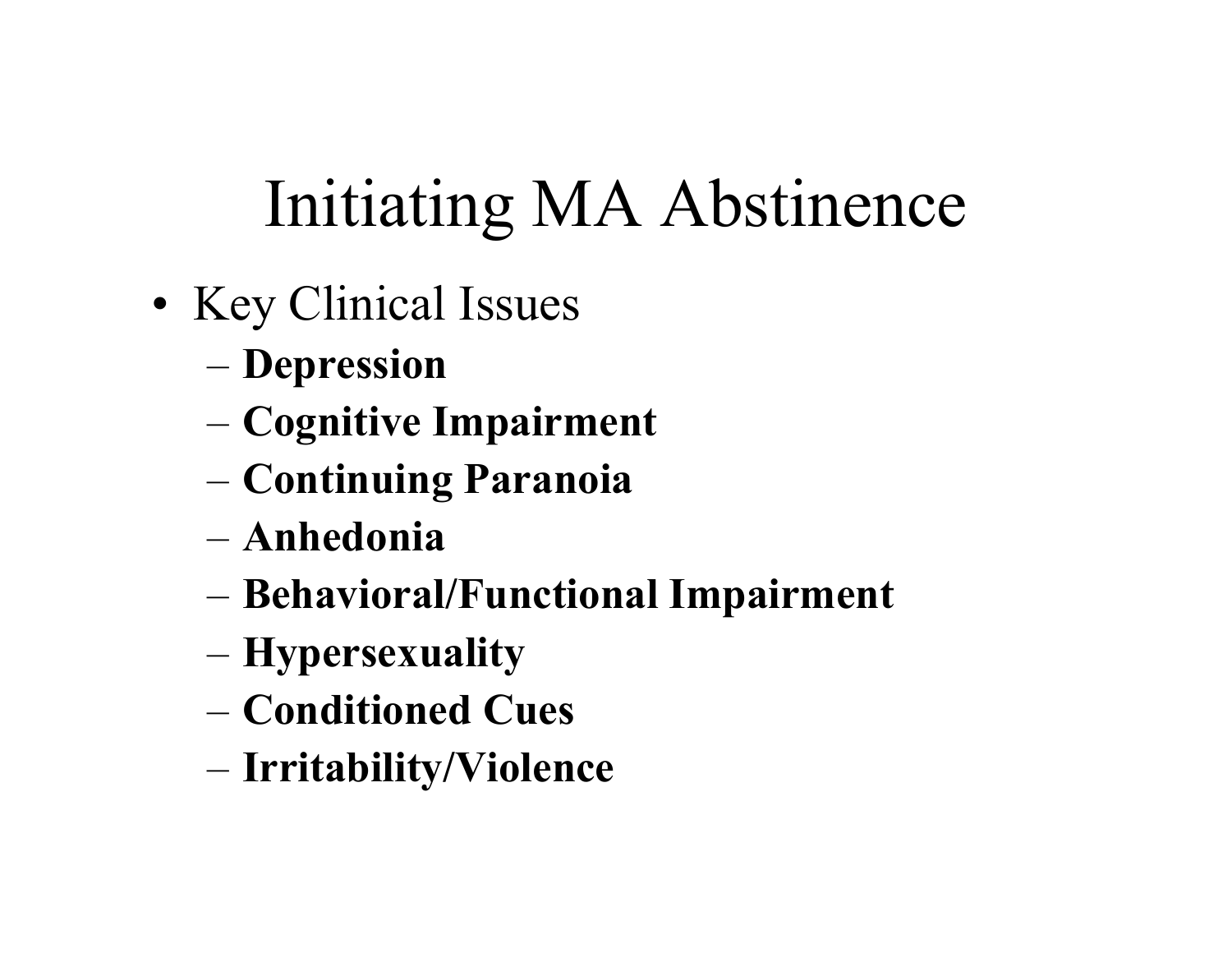# Initiating MA Abstinence

- Key Clinical Issues
  - **Depression**
  - **Cognitive Impairment**
  - **Continuing Paranoia**
  - **Anhedonia**
  - **Behavioral/Functional Impairment**
  - **Hypersexuality**
  - **Conditioned Cues**
  - **Irritability/Violence**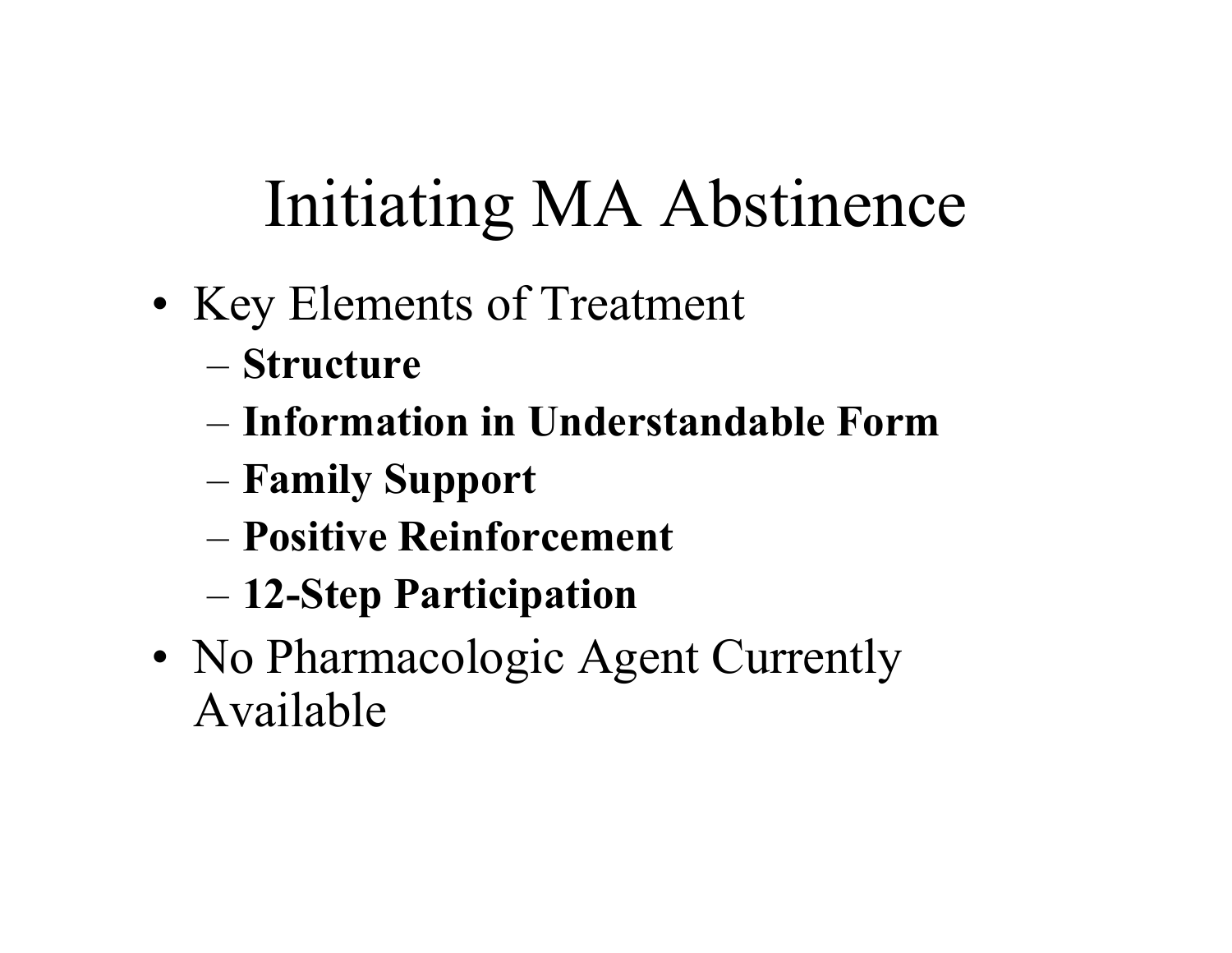# Initiating MA Abstinence

- Key Elements of Treatment
  - **Structure**
  - **Information in Understandable Form**
  - **Family Support**
  - **Positive Reinforcement**
  - **12-Step Participation**
- No Pharmacologic Agent Currently Available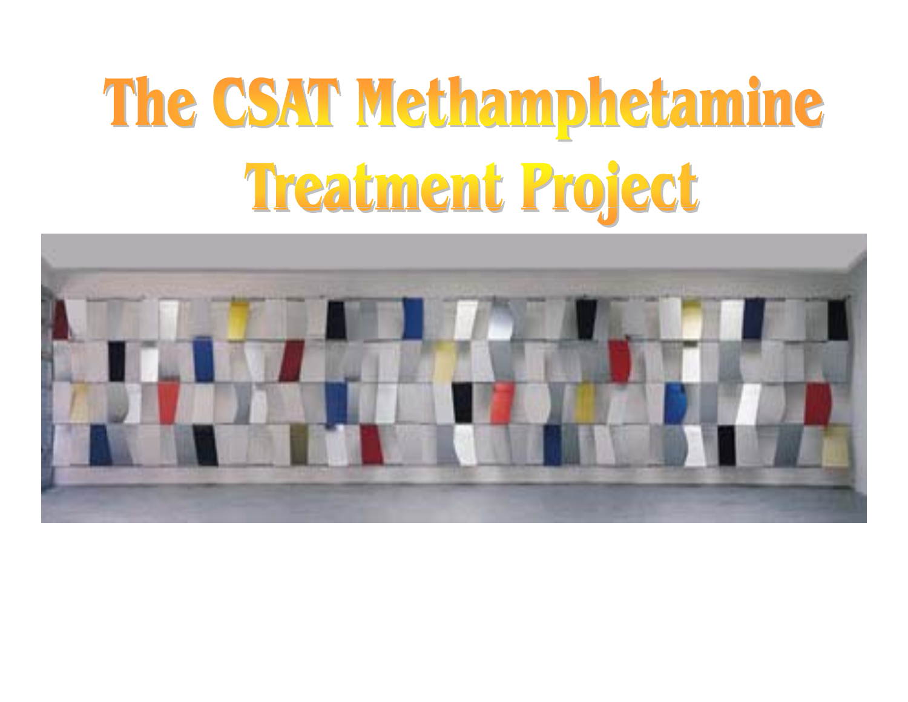# The CSAT Methamphetamine Treatment Project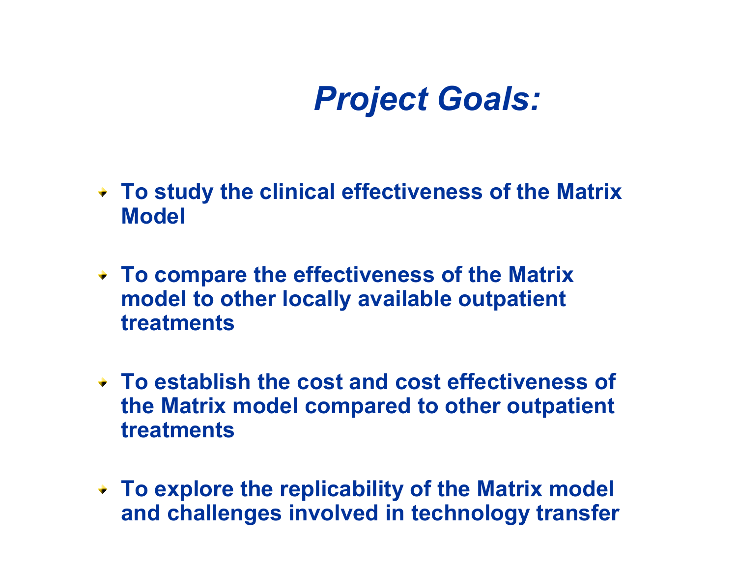# *Project Goals:*

- **To study the clinical effectiveness of the Matrix Model**
- **To compare the effectiveness of the Matrix model to other locally available outpatient treatments**
- **To establish the cost and cost effectiveness of the Matrix model compared to other outpatient treatments**
- **To explore the replicability of the Matrix model and challenges involved in technology transfer**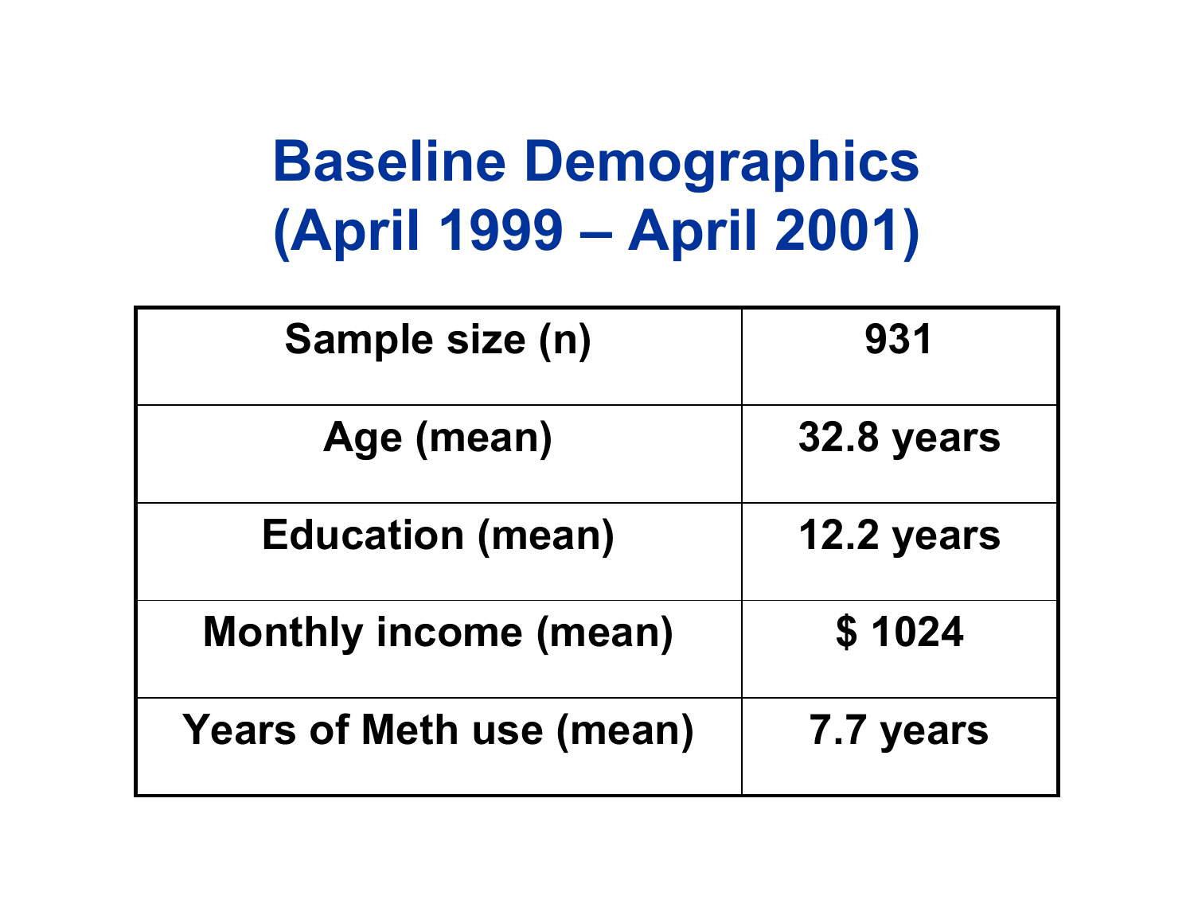# Baseline Demographics (April 1999 – April 2001)

| | |
|---|---|
| **Sample size (n)** | **931** |
| **Age (mean)** | **32.8 years** |
| **Education (mean)** | **12.2 years** |
| **Monthly income (mean)** | **$ 1024** |
| **Years of Meth use (mean)** | **7.7 years** |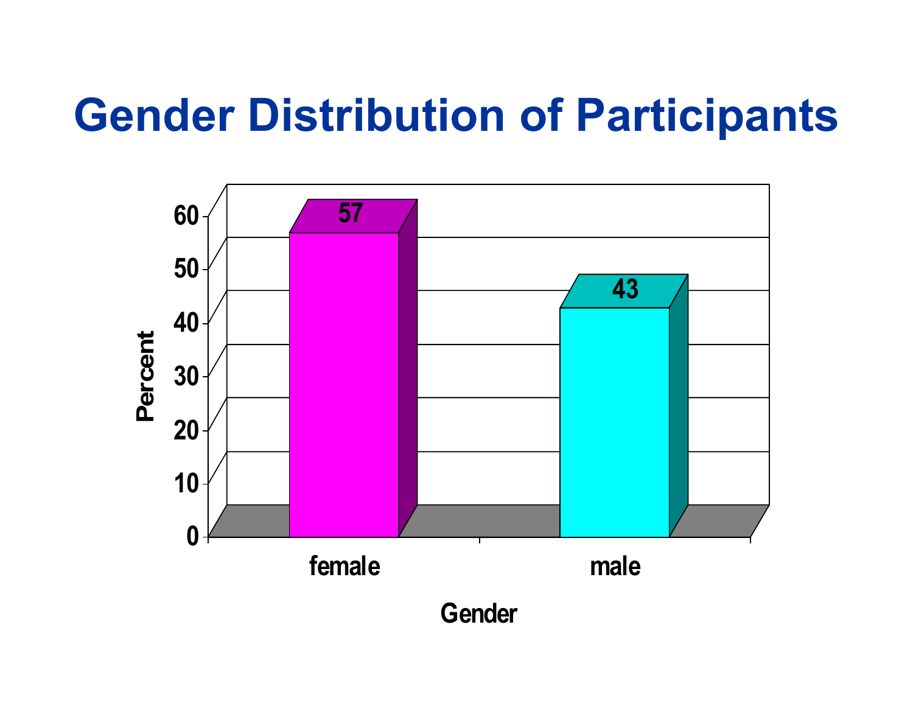# Gender Distribution of Participants

| Gender | Percent |
|---|---|
| female | 57 |
| male | 43 |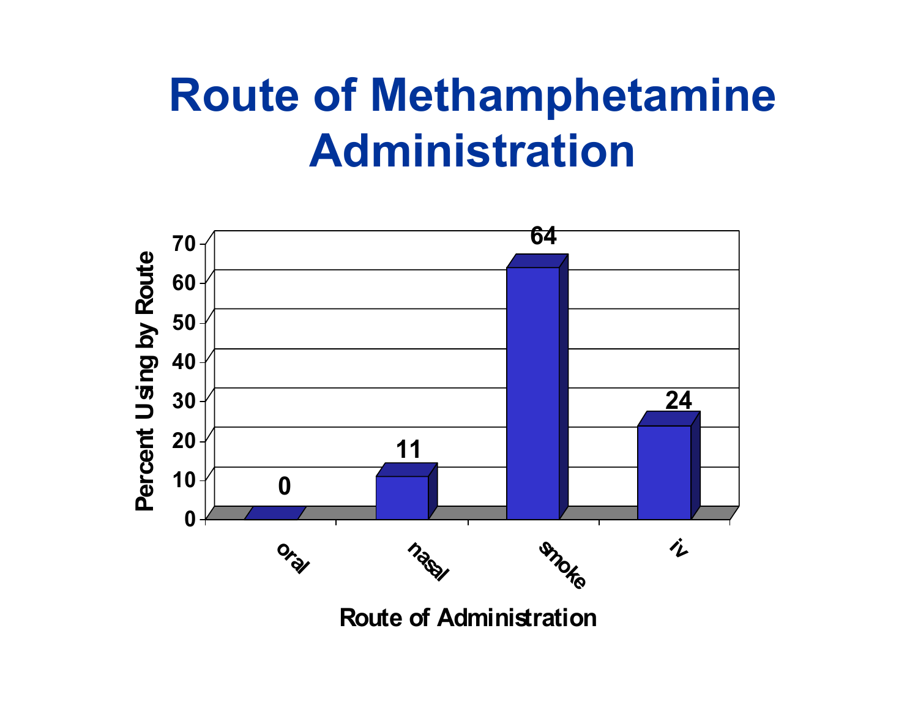# Route of Methamphetamine Administration

| Route of Administration | Percent Using by Route |
|---|---|
| oral | 0 |
| nasal | 11 |
| smoke | 64 |
| iv | 24 |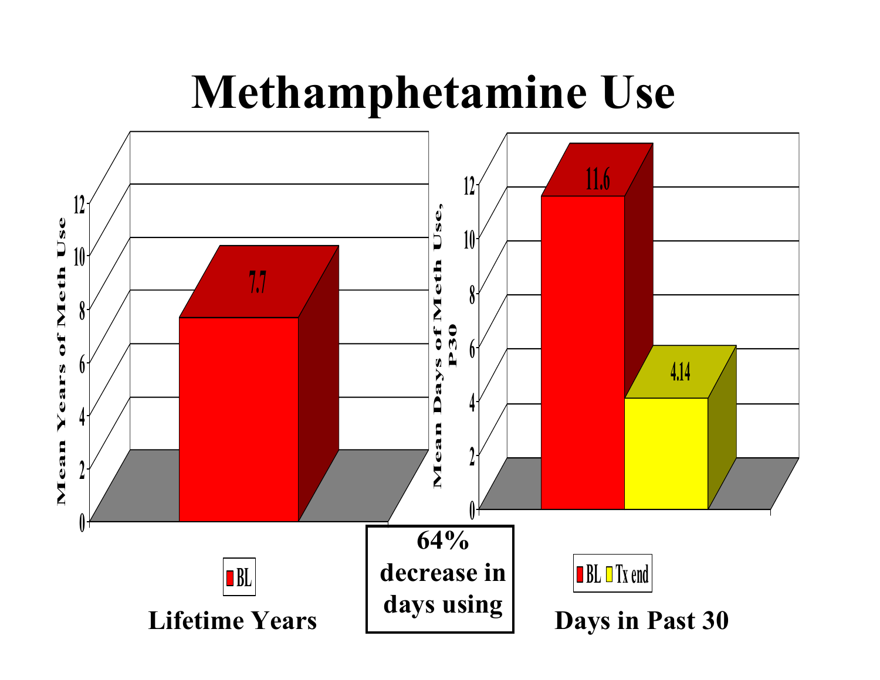# Methamphetamine Use

| | BL |
|---|---|
| Mean Years of Meth Use | 7.7 |

**Lifetime Years**

| | BL | Tx end |
|---|---|---|
| Mean Days of Meth Use, P30 | 11.6 | 4.14 |

**Days in Past 30**

**64% decrease in days using**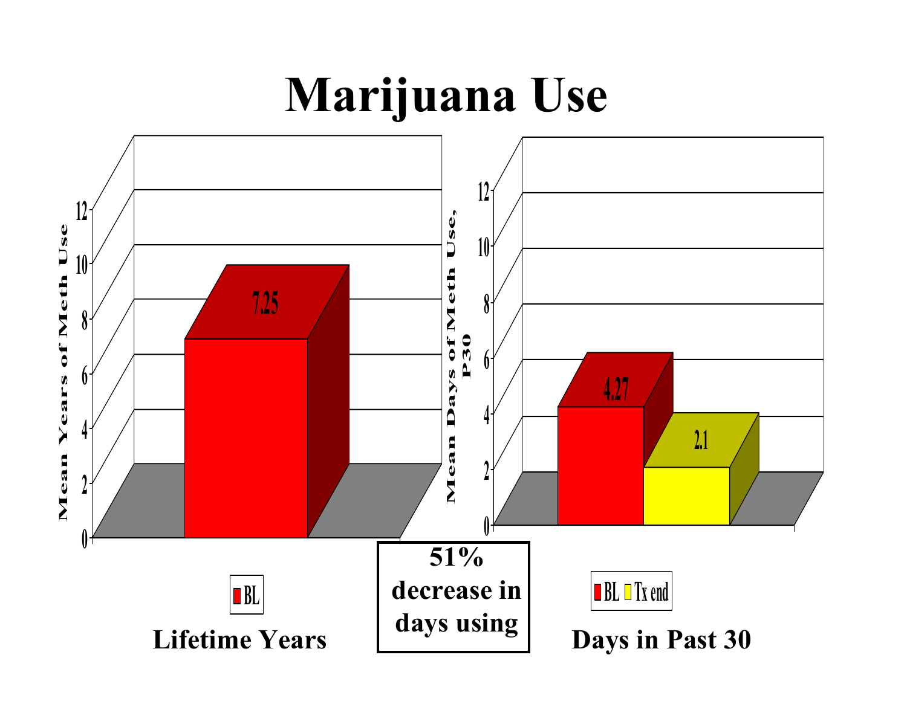# Marijuana Use

| | BL |
|---|---|
| Lifetime Years (Mean Years of Meth Use) | 7.25 |

| | BL | Tx end |
|---|---|---|
| Days in Past 30 (Mean Days of Meth Use, P30) | 4.27 | 2.1 |

**51% decrease in days using**

**Lifetime Years**

**Days in Past 30**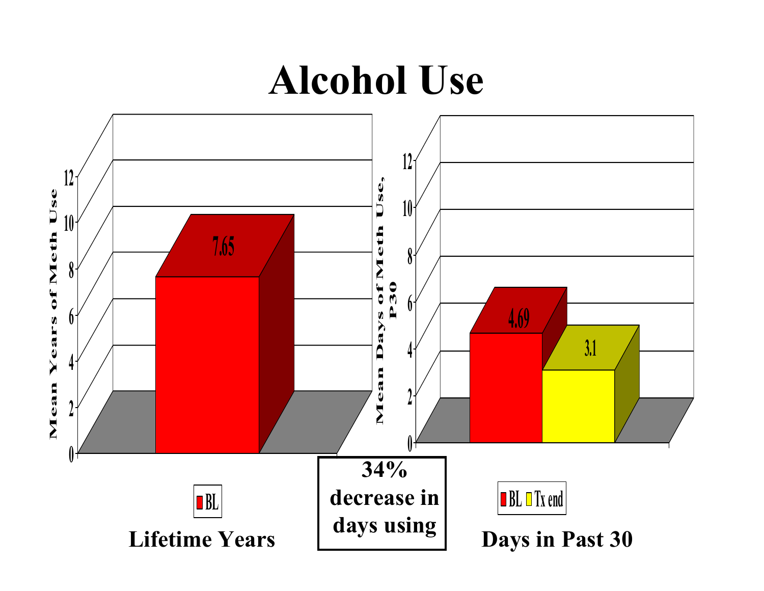# Alcohol Use

**Lifetime Years**

Mean Years of Meth Use

| | BL |
|---|---|
| Lifetime Years | 7.65 |

**Days in Past 30**

Mean Days of Meth Use, P30

| | BL | Tx end |
|---|---|---|
| Days in Past 30 | 4.69 | 3.1 |

**34% decrease in days using**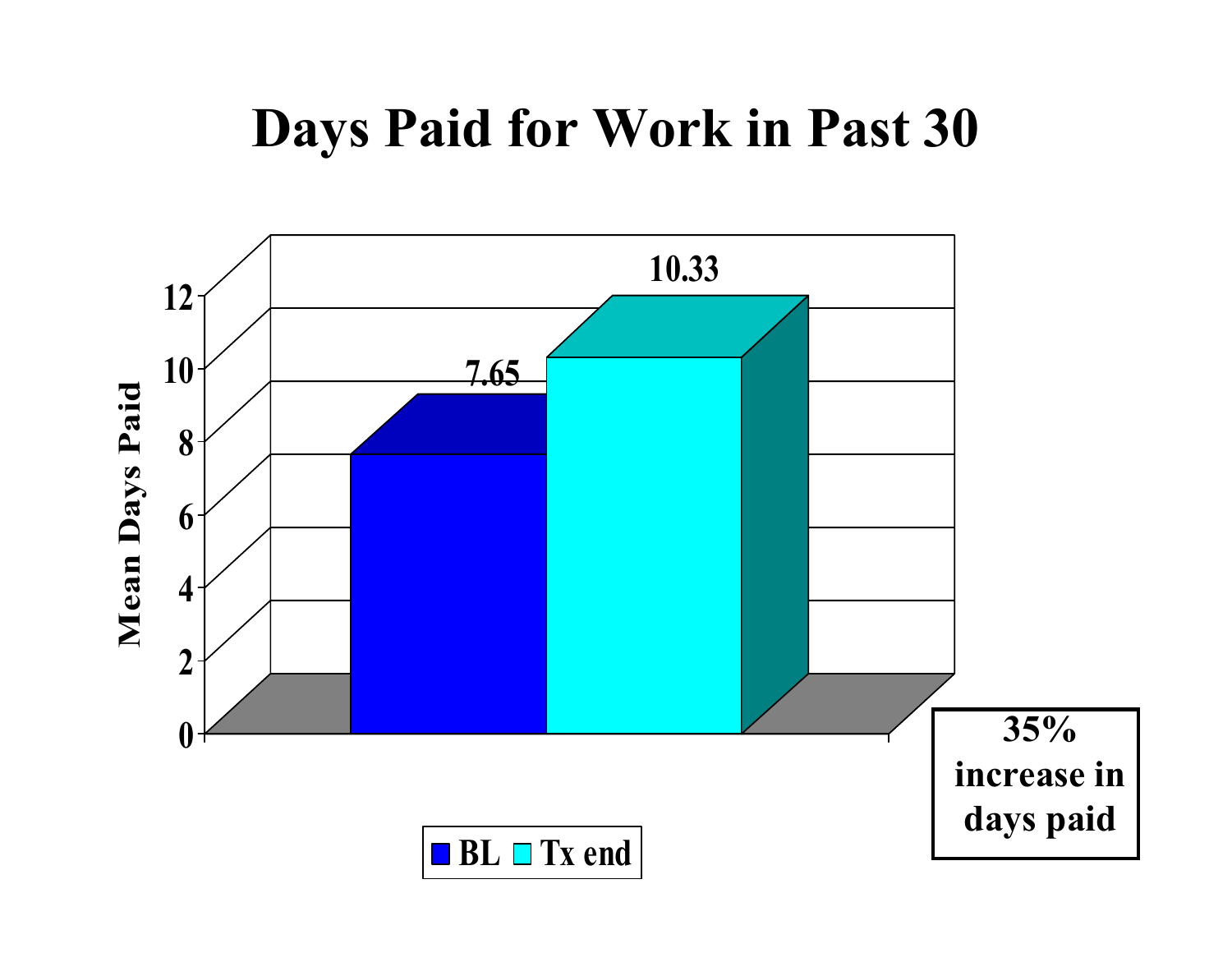# Days Paid for Work in Past 30

| | BL | Tx end |
|---|---|---|
| Mean Days Paid | 7.65 | 10.33 |

**35% increase in days paid**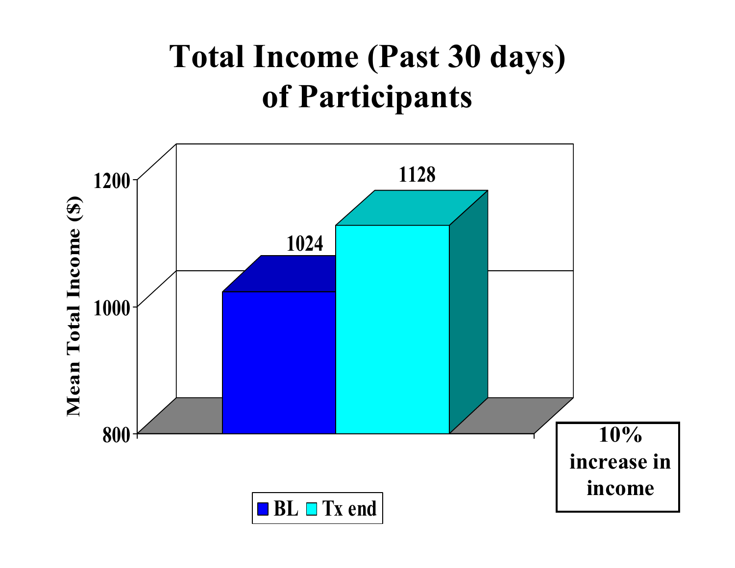# Total Income (Past 30 days) of Participants

Mean Total Income ($)

1200

1000

800

1024

1128

BL Tx end

10% increase in income